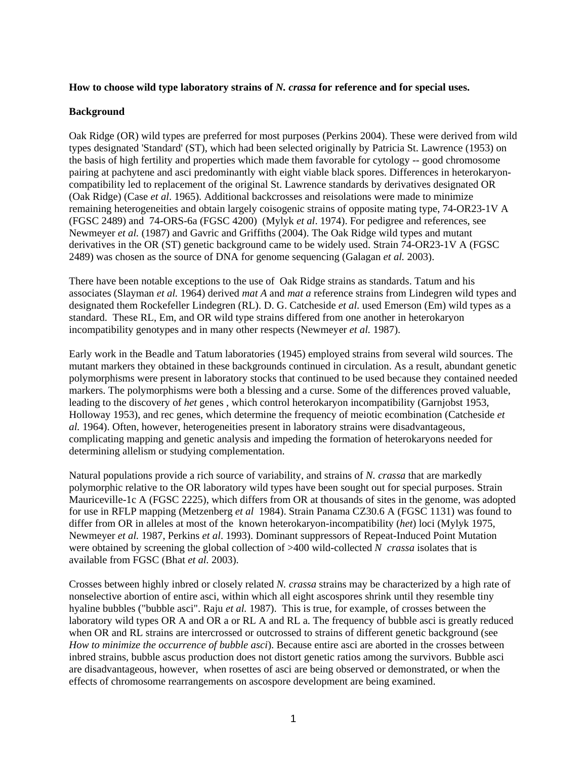**How to choose wild type laboratory strains of *N. crassa* for reference and for special uses.**

**Background**

Oak Ridge (OR) wild types are preferred for most purposes (Perkins 2004). These were derived from wild types designated 'Standard' (ST), which had been selected originally by Patricia St. Lawrence (1953) on the basis of high fertility and properties which made them favorable for cytology -- good chromosome pairing at pachytene and asci predominantly with eight viable black spores. Differences in heterokaryon-compatibility led to replacement of the original St. Lawrence standards by derivatives designated OR (Oak Ridge) (Case *et al*. 1965). Additional backcrosses and reisolations were made to minimize remaining heterogeneities and obtain largely coisogenic strains of opposite mating type, 74-OR23-1V A (FGSC 2489) and 74-ORS-6a (FGSC 4200) (Mylyk *et al*. 1974). For pedigree and references, see Newmeyer *et al.* (1987) and Gavric and Griffiths (2004). The Oak Ridge wild types and mutant derivatives in the OR (ST) genetic background came to be widely used. Strain 74-OR23-1V A (FGSC 2489) was chosen as the source of DNA for genome sequencing (Galagan *et al.* 2003).

There have been notable exceptions to the use of Oak Ridge strains as standards. Tatum and his associates (Slayman *et al.* 1964) derived *mat A* and *mat a* reference strains from Lindegren wild types and designated them Rockefeller Lindegren (RL). D. G. Catcheside *et al.* used Emerson (Em) wild types as a standard. These RL, Em, and OR wild type strains differed from one another in heterokaryon incompatibility genotypes and in many other respects (Newmeyer *et al.* 1987).

Early work in the Beadle and Tatum laboratories (1945) employed strains from several wild sources. The mutant markers they obtained in these backgrounds continued in circulation. As a result, abundant genetic polymorphisms were present in laboratory stocks that continued to be used because they contained needed markers. The polymorphisms were both a blessing and a curse. Some of the differences proved valuable, leading to the discovery of *het* genes , which control heterokaryon incompatibility (Garnjobst 1953, Holloway 1953), and rec genes, which determine the frequency of meiotic ecombination (Catcheside *et al.* 1964). Often, however, heterogeneities present in laboratory strains were disadvantageous, complicating mapping and genetic analysis and impeding the formation of heterokaryons needed for determining allelism or studying complementation.

Natural populations provide a rich source of variability, and strains of *N. crassa* that are markedly polymorphic relative to the OR laboratory wild types have been sought out for special purposes. Strain Mauriceville-1c A (FGSC 2225), which differs from OR at thousands of sites in the genome, was adopted for use in RFLP mapping (Metzenberg *et al* 1984). Strain Panama CZ30.6 A (FGSC 1131) was found to differ from OR in alleles at most of the known heterokaryon-incompatibility (*het*) loci (Mylyk 1975, Newmeyer *et al.* 1987, Perkins *et al*. 1993). Dominant suppressors of Repeat-Induced Point Mutation were obtained by screening the global collection of >400 wild-collected *N crassa* isolates that is available from FGSC (Bhat *et al.* 2003).

Crosses between highly inbred or closely related *N. crassa* strains may be characterized by a high rate of nonselective abortion of entire asci, within which all eight ascospores shrink until they resemble tiny hyaline bubbles ("bubble asci". Raju *et al.* 1987). This is true, for example, of crosses between the laboratory wild types OR A and OR a or RL A and RL a. The frequency of bubble asci is greatly reduced when OR and RL strains are intercrossed or outcrossed to strains of different genetic background (see *How to minimize the occurrence of bubble asci*). Because entire asci are aborted in the crosses between inbred strains, bubble ascus production does not distort genetic ratios among the survivors. Bubble asci are disadvantageous, however, when rosettes of asci are being observed or demonstrated, or when the effects of chromosome rearrangements on ascospore development are being examined.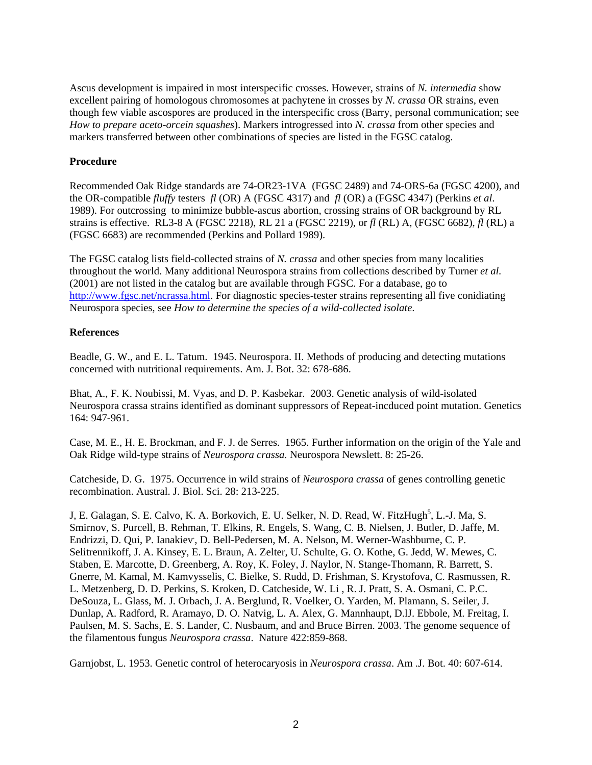Ascus development is impaired in most interspecific crosses. However, strains of *N. intermedia* show excellent pairing of homologous chromosomes at pachytene in crosses by *N. crassa* OR strains, even though few viable ascospores are produced in the interspecific cross (Barry, personal communication; see *How to prepare aceto-orcein squashes*). Markers introgressed into *N. crassa* from other species and markers transferred between other combinations of species are listed in the FGSC catalog.

**Procedure**

Recommended Oak Ridge standards are 74-OR23-1VA (FGSC 2489) and 74-ORS-6a (FGSC 4200), and the OR-compatible *fluffy* testers *fl* (OR) A (FGSC 4317) and *fl* (OR) a (FGSC 4347) (Perkins *et al*. 1989). For outcrossing to minimize bubble-ascus abortion, crossing strains of OR background by RL strains is effective. RL3-8 A (FGSC 2218), RL 21 a (FGSC 2219), or *fl* (RL) A, (FGSC 6682), *fl* (RL) a (FGSC 6683) are recommended (Perkins and Pollard 1989).

The FGSC catalog lists field-collected strains of *N. crassa* and other species from many localities throughout the world. Many additional Neurospora strains from collections described by Turner *et al*. (2001) are not listed in the catalog but are available through FGSC. For a database, go to http://www.fgsc.net/ncrassa.html. For diagnostic species-tester strains representing all five conidiating Neurospora species, see *How to determine the species of a wild-collected isolate*.

**References**

Beadle, G. W., and E. L. Tatum. 1945. Neurospora. II. Methods of producing and detecting mutations concerned with nutritional requirements. Am. J. Bot. 32: 678-686.

Bhat, A., F. K. Noubissi, M. Vyas, and D. P. Kasbekar. 2003. Genetic analysis of wild-isolated Neurospora crassa strains identified as dominant suppressors of Repeat-incduced point mutation. Genetics 164: 947-961.

Case, M. E., H. E. Brockman, and F. J. de Serres. 1965. Further information on the origin of the Yale and Oak Ridge wild-type strains of *Neurospora crassa.* Neurospora Newslett. 8: 25-26.

Catcheside, D. G. 1975. Occurrence in wild strains of *Neurospora crassa* of genes controlling genetic recombination. Austral. J. Biol. Sci. 28: 213-225.

J, E. Galagan, S. E. Calvo, K. A. Borkovich, E. U. Selker, N. D. Read, W. FitzHugh[5], L.-J. Ma, S. Smirnov, S. Purcell, B. Rehman, T. Elkins, R. Engels, S. Wang, C. B. Nielsen, J. Butler, D. Jaffe, M. Endrizzi, D. Qui, P. Ianakiev, D. Bell-Pedersen, M. A. Nelson, M. Werner-Washburne, C. P. Selitrennikoff, J. A. Kinsey, E. L. Braun, A. Zelter, U. Schulte, G. O. Kothe, G. Jedd, W. Mewes, C. Staben, E. Marcotte, D. Greenberg, A. Roy, K. Foley, J. Naylor, N. Stange-Thomann, R. Barrett, S. Gnerre, M. Kamal, M. Kamvysselis, C. Bielke, S. Rudd, D. Frishman, S. Krystofova, C. Rasmussen, R. L. Metzenberg, D. D. Perkins, S. Kroken, D. Catcheside, W. Li , R. J. Pratt, S. A. Osmani, C. P.C. DeSouza, L. Glass, M. J. Orbach, J. A. Berglund, R. Voelker, O. Yarden, M. Plamann, S. Seiler, J. Dunlap, A. Radford, R. Aramayo, D. O. Natvig, L. A. Alex, G. Mannhaupt, D.lJ. Ebbole, M. Freitag, I. Paulsen, M. S. Sachs, E. S. Lander, C. Nusbaum, and and Bruce Birren. 2003. The genome sequence of the filamentous fungus *Neurospora crassa*. Nature 422:859-868.

Garnjobst, L. 1953. Genetic control of heterocaryosis in *Neurospora crassa*. Am .J. Bot. 40: 607-614.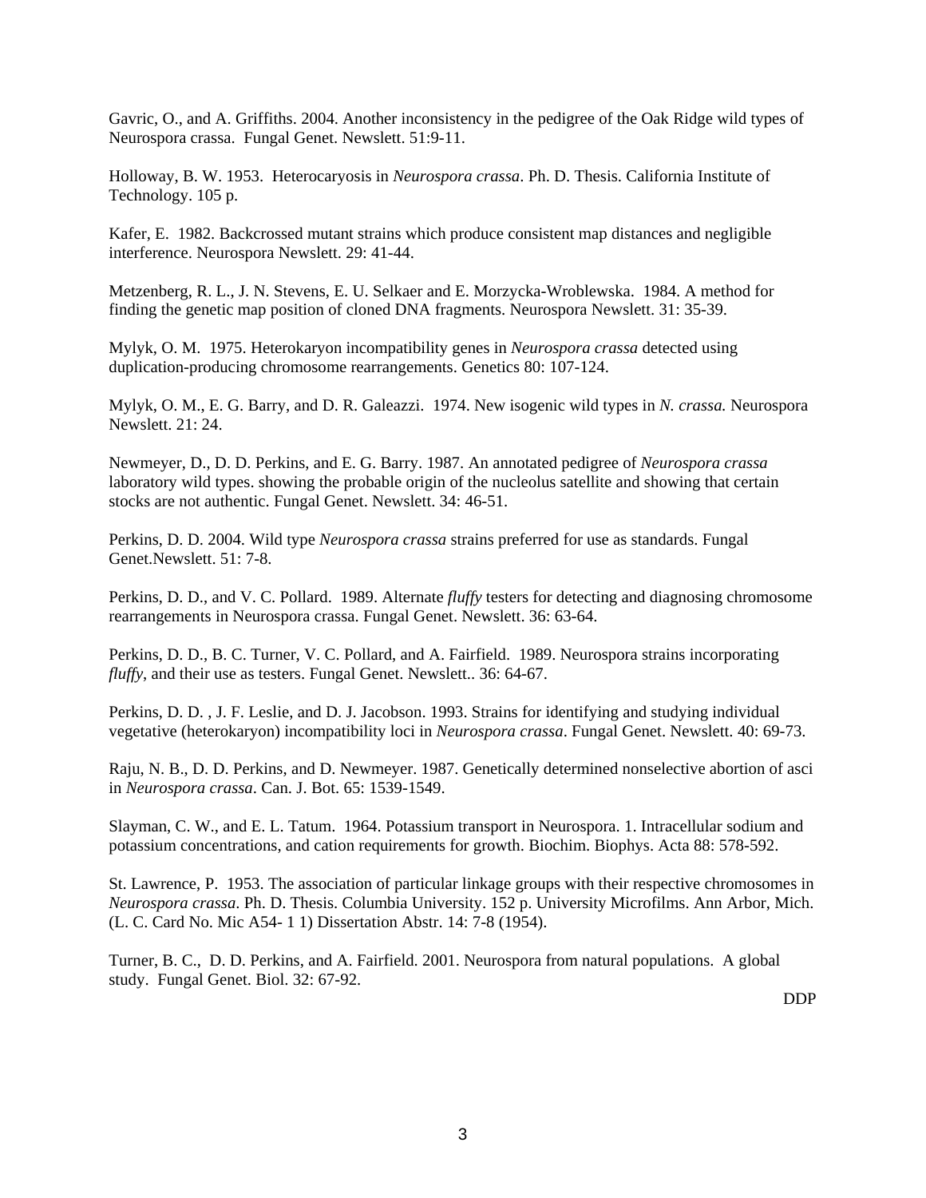Gavric, O., and A. Griffiths. 2004. Another inconsistency in the pedigree of the Oak Ridge wild types of Neurospora crassa. Fungal Genet. Newslett. 51:9-11.

Holloway, B. W. 1953. Heterocaryosis in *Neurospora crassa*. Ph. D. Thesis. California Institute of Technology. 105 p.

Kafer, E. 1982. Backcrossed mutant strains which produce consistent map distances and negligible interference. Neurospora Newslett. 29: 41-44.

Metzenberg, R. L., J. N. Stevens, E. U. Selkaer and E. Morzycka-Wroblewska. 1984. A method for finding the genetic map position of cloned DNA fragments. Neurospora Newslett. 31: 35-39.

Mylyk, O. M. 1975. Heterokaryon incompatibility genes in *Neurospora crassa* detected using duplication-producing chromosome rearrangements. Genetics 80: 107-124.

Mylyk, O. M., E. G. Barry, and D. R. Galeazzi. 1974. New isogenic wild types in *N. crassa.* Neurospora Newslett. 21: 24.

Newmeyer, D., D. D. Perkins, and E. G. Barry. 1987. An annotated pedigree of *Neurospora crassa* laboratory wild types. showing the probable origin of the nucleolus satellite and showing that certain stocks are not authentic. Fungal Genet. Newslett. 34: 46-51.

Perkins, D. D. 2004. Wild type *Neurospora crassa* strains preferred for use as standards. Fungal Genet.Newslett. 51: 7-8.

Perkins, D. D., and V. C. Pollard. 1989. Alternate *fluffy* testers for detecting and diagnosing chromosome rearrangements in Neurospora crassa. Fungal Genet. Newslett. 36: 63-64.

Perkins, D. D., B. C. Turner, V. C. Pollard, and A. Fairfield. 1989. Neurospora strains incorporating *fluffy*, and their use as testers. Fungal Genet. Newslett.. 36: 64-67.

Perkins, D. D. , J. F. Leslie, and D. J. Jacobson. 1993. Strains for identifying and studying individual vegetative (heterokaryon) incompatibility loci in *Neurospora crassa*. Fungal Genet. Newslett. 40: 69-73.

Raju, N. B., D. D. Perkins, and D. Newmeyer. 1987. Genetically determined nonselective abortion of asci in *Neurospora crassa*. Can. J. Bot. 65: 1539-1549.

Slayman, C. W., and E. L. Tatum. 1964. Potassium transport in Neurospora. 1. Intracellular sodium and potassium concentrations, and cation requirements for growth. Biochim. Biophys. Acta 88: 578-592.

St. Lawrence, P. 1953. The association of particular linkage groups with their respective chromosomes in *Neurospora crassa*. Ph. D. Thesis. Columbia University. 152 p. University Microfilms. Ann Arbor, Mich. (L. C. Card No. Mic A54- 1 1) Dissertation Abstr. 14: 7-8 (1954).

Turner, B. C., D. D. Perkins, and A. Fairfield. 2001. Neurospora from natural populations. A global study. Fungal Genet. Biol. 32: 67-92.

DDP